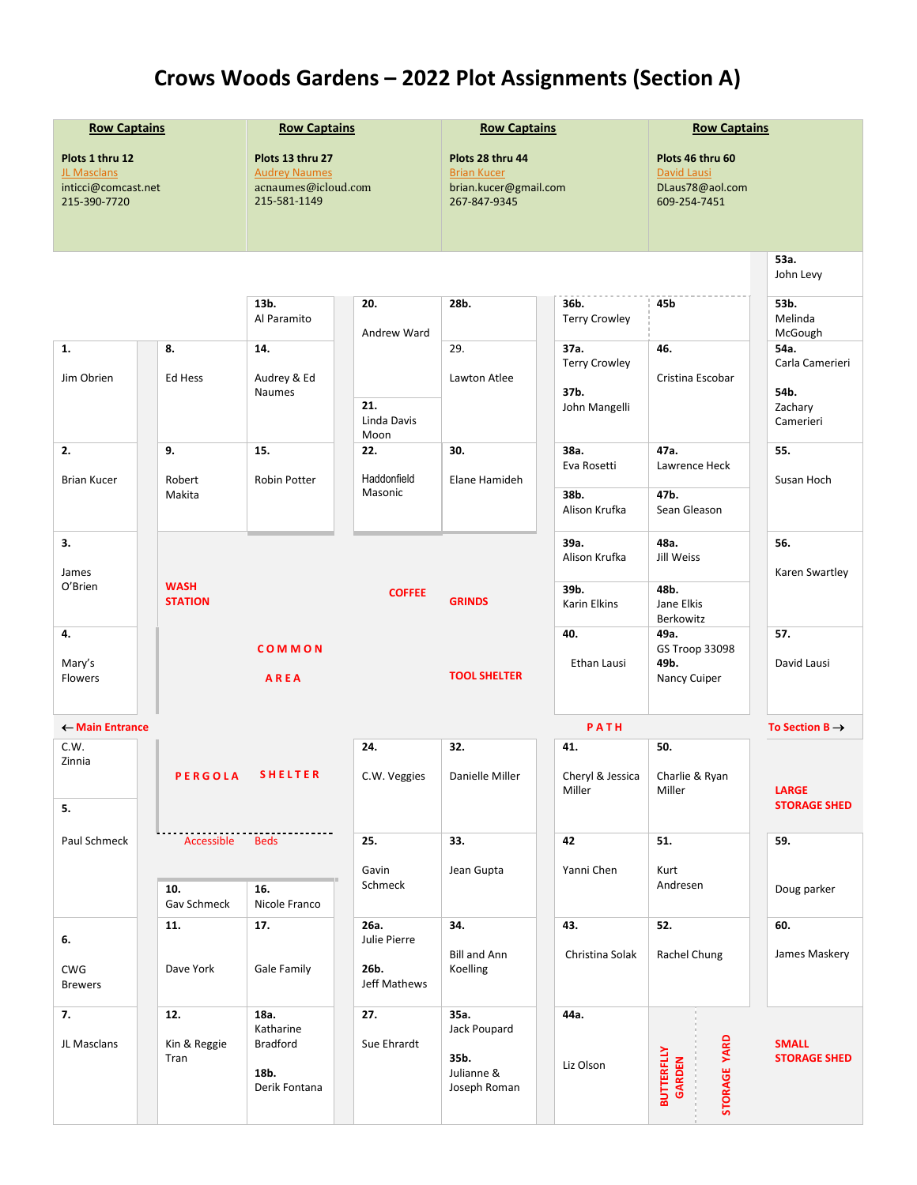# Crows Woods Gardens – 2022 Plot Assignments (Section A)

| Row Captains | Row Captains | Row Captains | Row Captains |
|---|---|---|---|
| **Plots 1 thru 12** | **Plots 13 thru 27** | **Plots 28 thru 44** | **Plots 46 thru 60** |
| JL Masclans | Audrey Naumes | Brian Kucer | David Lausi |
| inticci@comcast.net | acnaumes@icloud.com | brian.kucer@gmail.com | DLaus78@aol.com |
| 215-390-7720 | 215-581-1149 | 267-847-9345 | 609-254-7451 |

**53a.** John Levy

**13b.** Al Paramito

**20.** Andrew Ward

**28b.**

**36b.** Terry Crowley

**45b**

**53b.** Melinda McGough

**1.** Jim Obrien

**8.** Ed Hess

**14.** Audrey & Ed Naumes

**21.** Linda Davis Moon

29. Lawton Atlee

**37a.** Terry Crowley

**37b.** John Mangelli

**46.** Cristina Escobar

**54a.** Carla Camerieri

**54b.** Zachary Camerieri

**2.** Brian Kucer

**9.** Robert Makita

**15.** Robin Potter

**22.** Haddonfield Masonic

**30.** Elane Hamideh

**38a.** Eva Rosetti

**38b.** Alison Krufka

**47a.** Lawrence Heck

**47b.** Sean Gleason

**55.** Susan Hoch

**3.** James O'Brien

WASH STATION

COFFEE GRINDS

**39a.** Alison Krufka

**39b.** Karin Elkins

**48a.** Jill Weiss

**48b.** Jane Elkis Berkowitz

**56.** Karen Swartley

**4.** Mary's Flowers

COMMON AREA

TOOL SHELTER

**40.** Ethan Lausi

**49a.** GS Troop 33098

**49b.** Nancy Cuiper

**57.** David Lausi

← Main Entrance

PATH

To Section B →

C.W. Zinnia

PERGOLA SHELTER

**24.** C.W. Veggies

**32.** Danielle Miller

**41.** Cheryl & Jessica Miller

**50.** Charlie & Ryan Miller

LARGE STORAGE SHED

**5.** Paul Schmeck

Accessible Beds

**25.** Gavin Schmeck

**33.** Jean Gupta

**42** Yanni Chen

**51.** Kurt Andresen

**59.** Doug parker

**10.** Gav Schmeck

**16.** Nicole Franco

**6.** CWG Brewers

**11.** Dave York

**17.** Gale Family

**26a.** Julie Pierre

**26b.** Jeff Mathews

**34.** Bill and Ann Koelling

**43.** Christina Solak

**52.** Rachel Chung

**60.** James Maskery

**7.** JL Masclans

**12.** Kin & Reggie Tran

**18a.** Katharine Bradford

**18b.** Derik Fontana

**27.** Sue Ehrardt

**35a.** Jack Poupard

**35b.** Julianne & Joseph Roman

**44a.** Liz Olson

BUTTERFLY GARDEN

STORAGE YARD

SMALL STORAGE SHED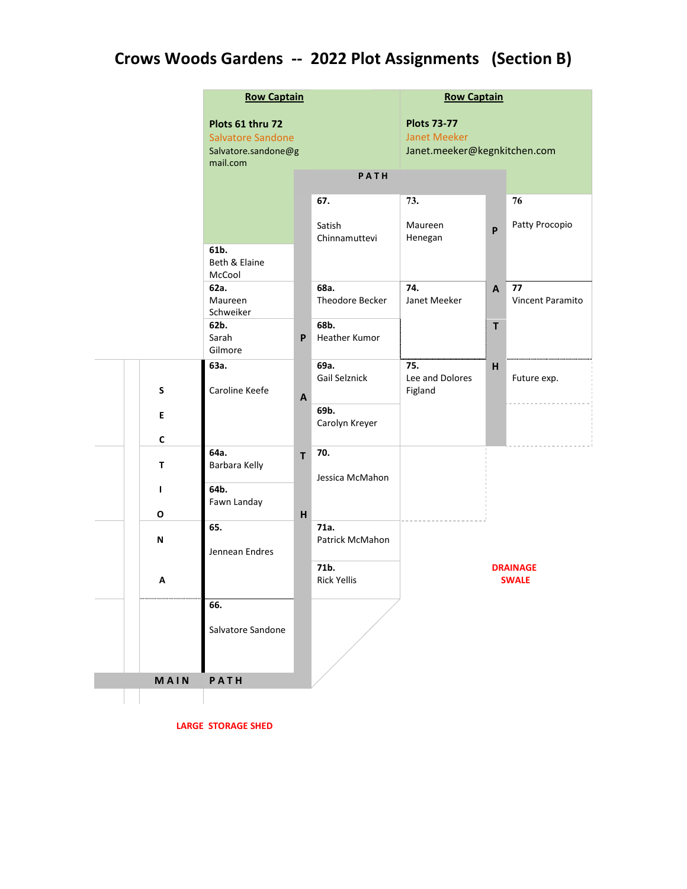# Crows Woods Gardens -- 2022 Plot Assignments (Section B)

**Row Captain**

**Plots 61 thru 72**
Salvatore Sandone
Salvatore.sandone@gmail.com

**Row Captain**

**Plots 73-77**
Janet Meeker
Janet.meeker@kegnkitchen.com

PATH

**61b.** Beth & Elaine McCool

**62a.** Maureen Schweiker

**62b.** Sarah Gilmore

**63a.** Caroline Keefe

**64a.** Barbara Kelly

**64b.** Fawn Landay

**65.** Jennean Endres

**66.** Salvatore Sandone

PATH

**67.** Satish Chinnamuttevi

**68a.** Theodore Becker

**68b.** Heather Kumor

**69a.** Gail Selznick

**69b.** Carolyn Kreyer

**70.** Jessica McMahon

**71a.** Patrick McMahon

**71b.** Rick Yellis

**73.** Maureen Henegan

**74.** Janet Meeker

**75.** Lee and Dolores Figland

PATH

**76** Patty Procopio

**77** Vincent Paramito

Future exp.

SECTION A

MAIN PATH

DRAINAGE SWALE

LARGE STORAGE SHED